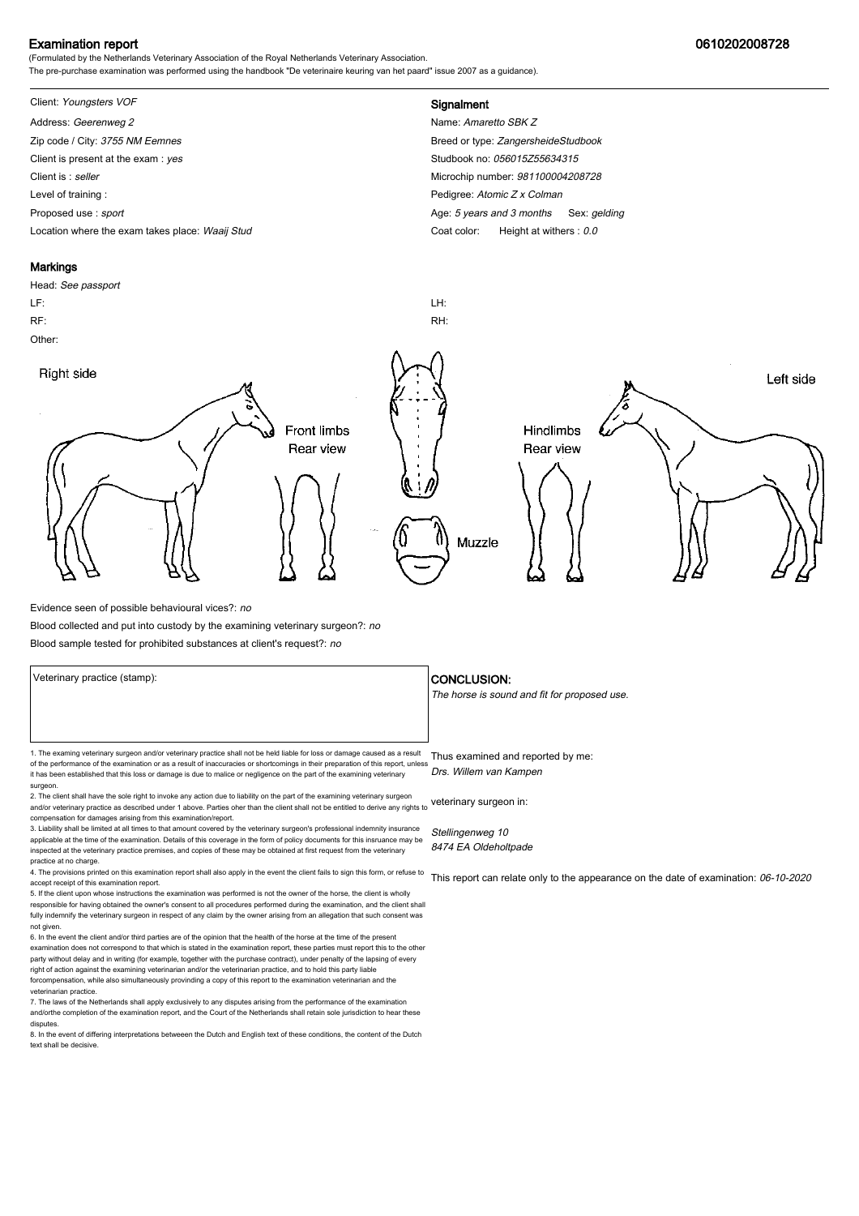# Examination report

**0610202008728**

(Formulated by the Netherlands Veterinary Association of the Royal Netherlands Veterinary Association.
The pre-purchase examination was performed using the handbook "De veterinaire keuring van het paard" issue 2007 as a guidance).

Client: *Youngsters VOF*
Address: *Geerenweg 2*
Zip code / City: *3755 NM Eemnes*
Client is present at the exam : *yes*
Client is : *seller*
Level of training :
Proposed use : *sport*
Location where the exam takes place: *Waaij Stud*

## Signalment

Name: *Amaretto SBK Z*
Breed or type: *ZangersheideStudbook*
Studbook no: *056015Z55634315*
Microchip number: *981100004208728*
Pedigree: *Atomic Z x Colman*
Age: *5 years and 3 months* Sex: *gelding*
Coat color: Height at withers : *0.0*

## Markings

Head: *See passport*
LF:
RF:
Other:
LH:
RH:

Right side — Front limbs Rear view — Muzzle — Hindlimbs Rear view — Left side

Evidence seen of possible behavioural vices?: *no*
Blood collected and put into custody by the examining veterinary surgeon?: *no*
Blood sample tested for prohibited substances at client's request?: *no*

Veterinary practice (stamp):

## CONCLUSION:

*The horse is sound and fit for proposed use.*

Thus examined and reported by me:
*Drs. Willem van Kampen*

veterinary surgeon in:

*Stellingenweg 10*
*8474 EA Oldeholtpade*

This report can relate only to the appearance on the date of examination: *06-10-2020*

1. The examing veterinary surgeon and/or veterinary practice shall not be held liable for loss or damage caused as a result of the performance of the examination or as a result of inaccuracies or shortcomings in their preparation of this report, unless it has been established that this loss or damage is due to malice or negligence on the part of the examining veterinary surgeon.
2. The client shall have the sole right to invoke any action due to liability on the part of the examining veterinary surgeon and/or veterinary practice as described under 1 above. Parties oher than the client shall not be entitled to derive any rights to compensation for damages arising from this examination/report.
3. Liability shall be limited at all times to that amount covered by the veterinary surgeon's professional indemnity insurance applicable at the time of the examination. Details of this coverage in the form of policy documents for this insruance may be inspected at the veterinary practice premises, and copies of these may be obtained at first request from the veterinary practice at no charge.
4. The provisions printed on this examination report shall also apply in the event the client fails to sign this form, or refuse to accept receipt of this examination report.
5. If the client upon whose instructions the examination was performed is not the owner of the horse, the client is wholly responsible for having obtained the owner's consent to all procedures performed during the examination, and the client shall fully indemnify the veterinary surgeon in respect of any claim by the owner arising from an allegation that such consent was not given.
6. In the event the client and/or third parties are of the opinion that the health of the horse at the time of the present examination does not correspond to that which is stated in the examination report, these parties must report this to the other party without delay and in writing (for example, together with the purchase contract), under penalty of the lapsing of every right of action against the examining veterinarian and/or the veterinarian practice, and to hold this party liable forcompensation, while also simultaneously provinding a copy of this report to the examination veterinarian and the veterinarian practice.
7. The laws of the Netherlands shall apply exclusively to any disputes arising from the performance of the examination and/orthe completion of the examination report, and the Court of the Netherlands shall retain sole jurisdiction to hear these disputes.
8. In the event of differing interpretations betweeen the Dutch and English text of these conditions, the content of the Dutch text shall be decisive.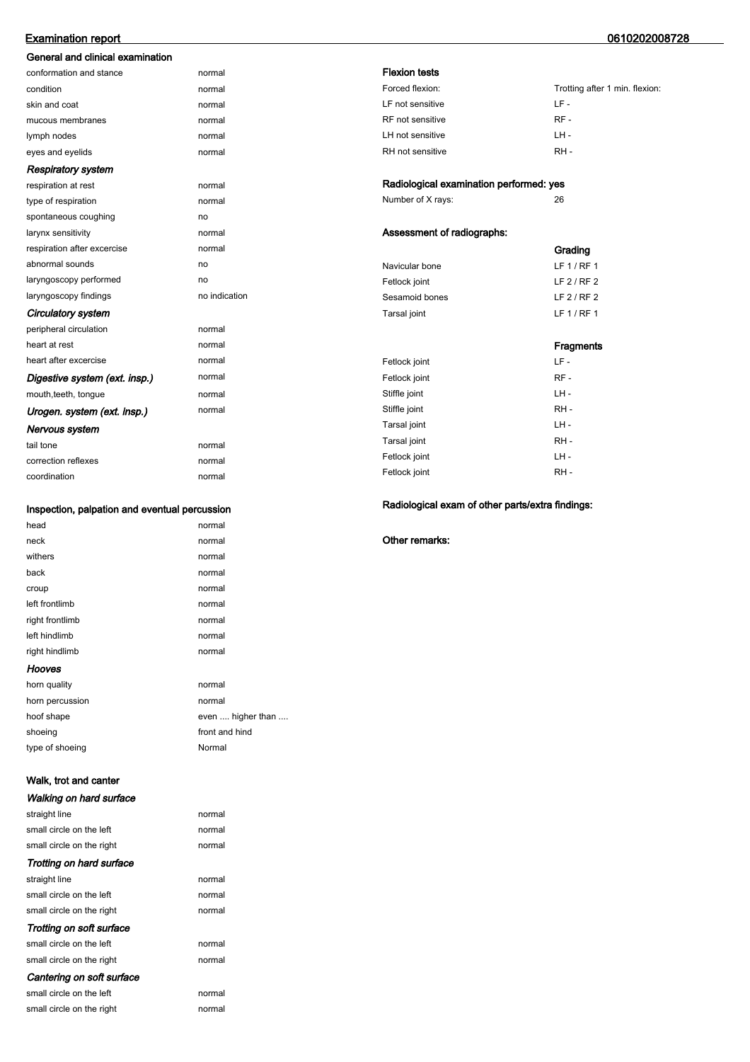# Examination report

0610202008728

## General and clinical examination

| | |
|---|---|
| conformation and stance | normal |
| condition | normal |
| skin and coat | normal |
| mucous membranes | normal |
| lymph nodes | normal |
| eyes and eyelids | normal |

### *Respiratory system*

| | |
|---|---|
| respiration at rest | normal |
| type of respiration | normal |
| spontaneous coughing | no |
| larynx sensitivity | normal |
| respiration after excercise | normal |
| abnormal sounds | no |
| laryngoscopy performed | no |
| laryngoscopy findings | no indication |

### *Circulatory system*

| | |
|---|---|
| peripheral circulation | normal |
| heart at rest | normal |
| heart after excercise | normal |

### *Digestive system (ext. insp.)* normal

| | |
|---|---|
| mouth,teeth, tongue | normal |

### *Urogen. system (ext. insp.)* normal

### *Nervous system*

| | |
|---|---|
| tail tone | normal |
| correction reflexes | normal |
| coordination | normal |

## Inspection, palpation and eventual percussion

| | |
|---|---|
| head | normal |
| neck | normal |
| withers | normal |
| back | normal |
| croup | normal |
| left frontlimb | normal |
| right frontlimb | normal |
| left hindlimb | normal |
| right hindlimb | normal |

### *Hooves*

| | |
|---|---|
| horn quality | normal |
| horn percussion | normal |
| hoof shape | even .... higher than .... |
| shoeing | front and hind |
| type of shoeing | Normal |

## Walk, trot and canter

### *Walking on hard surface*

| | |
|---|---|
| straight line | normal |
| small circle on the left | normal |
| small circle on the right | normal |

### *Trotting on hard surface*

| | |
|---|---|
| straight line | normal |
| small circle on the left | normal |
| small circle on the right | normal |

### *Trotting on soft surface*

| | |
|---|---|
| small circle on the left | normal |
| small circle on the right | normal |

### *Cantering on soft surface*

| | |
|---|---|
| small circle on the left | normal |
| small circle on the right | normal |

## Flexion tests

| Forced flexion: | Trotting after 1 min. flexion: |
|---|---|
| LF not sensitive | LF - |
| RF not sensitive | RF - |
| LH not sensitive | LH - |
| RH not sensitive | RH - |

## Radiological examination performed: yes

Number of X rays: 26

## Assessment of radiographs:

| | Grading |
|---|---|
| Navicular bone | LF 1 / RF 1 |
| Fetlock joint | LF 2 / RF 2 |
| Sesamoid bones | LF 2 / RF 2 |
| Tarsal joint | LF 1 / RF 1 |

| | Fragments |
|---|---|
| Fetlock joint | LF - |
| Fetlock joint | RF - |
| Stiffle joint | LH - |
| Stiffle joint | RH - |
| Tarsal joint | LH - |
| Tarsal joint | RH - |
| Fetlock joint | LH - |
| Fetlock joint | RH - |

## Radiological exam of other parts/extra findings:

## Other remarks: